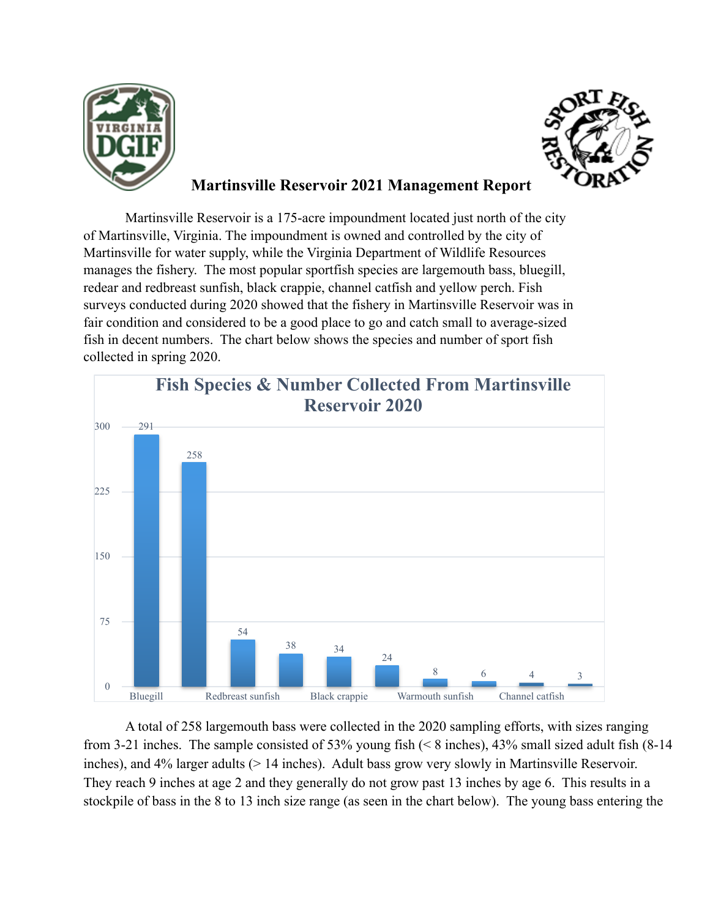# Martinsville Reservoir 2021 Management Report

Martinsville Reservoir is a 175-acre impoundment located just north of the city of Martinsville, Virginia. The impoundment is owned and controlled by the city of Martinsville for water supply, while the Virginia Department of Wildlife Resources manages the fishery. The most popular sportfish species are largemouth bass, bluegill, redear and redbreast sunfish, black crappie, channel catfish and yellow perch. Fish surveys conducted during 2020 showed that the fishery in Martinsville Reservoir was in fair condition and considered to be a good place to go and catch small to average-sized fish in decent numbers. The chart below shows the species and number of sport fish collected in spring 2020.

**Fish Species & Number Collected From Martinsville Reservoir 2020**

| Species | Number |
|---|---|
| Bluegill | 291 |
| | 258 |
| Redbreast sunfish | 54 |
| | 38 |
| Black crappie | 34 |
| | 24 |
| Warmouth sunfish | 8 |
| | 6 |
| Channel catfish | 4 |
| | 3 |

A total of 258 largemouth bass were collected in the 2020 sampling efforts, with sizes ranging from 3-21 inches. The sample consisted of 53% young fish (< 8 inches), 43% small sized adult fish (8-14 inches), and 4% larger adults (> 14 inches). Adult bass grow very slowly in Martinsville Reservoir. They reach 9 inches at age 2 and they generally do not grow past 13 inches by age 6. This results in a stockpile of bass in the 8 to 13 inch size range (as seen in the chart below). The young bass entering the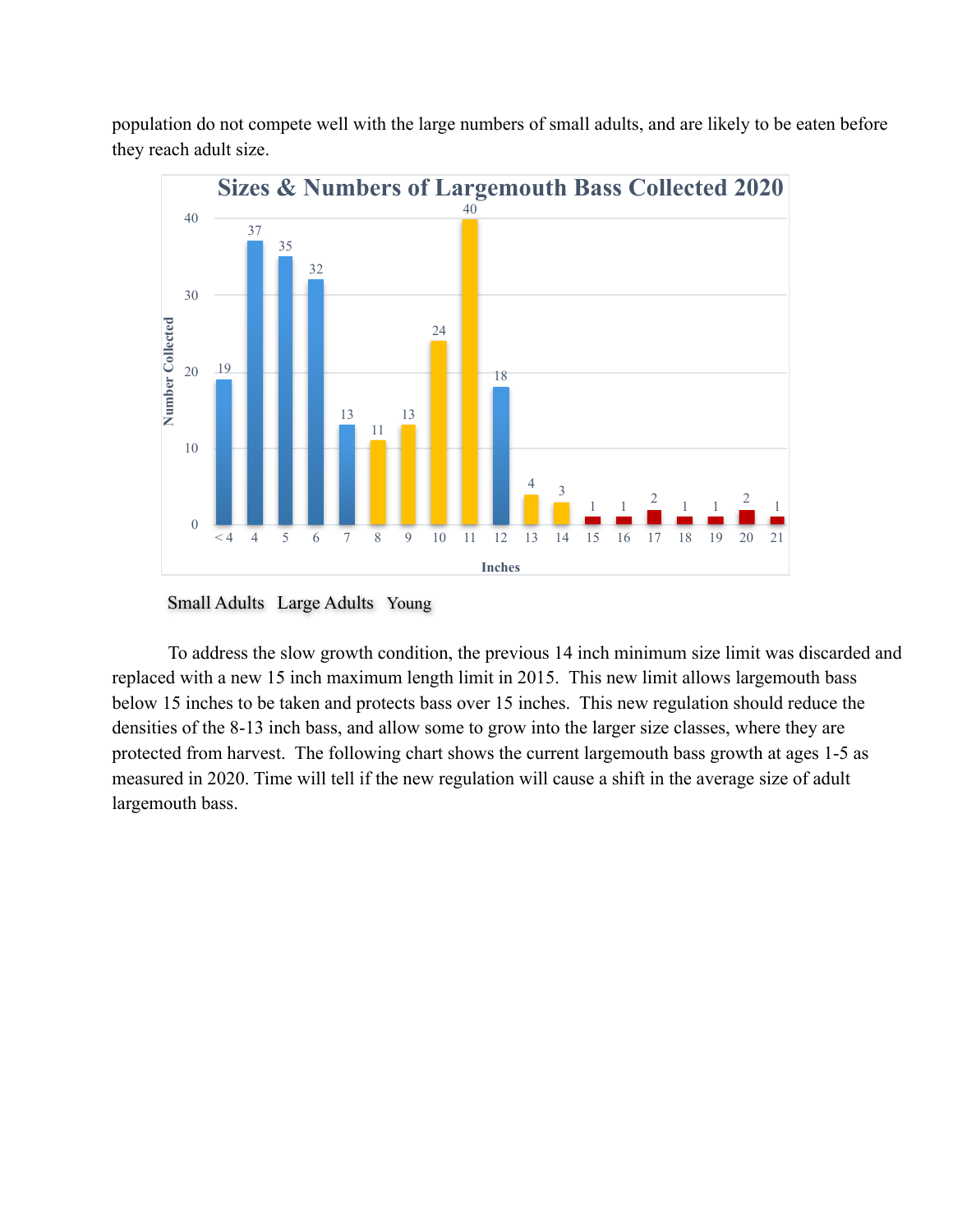population do not compete well with the large numbers of small adults, and are likely to be eaten before they reach adult size.

**Sizes & Numbers of Largemouth Bass Collected 2020**

| Inches | < 4 | 4 | 5 | 6 | 7 | 8 | 9 | 10 | 11 | 12 | 13 | 14 | 15 | 16 | 17 | 18 | 19 | 20 | 21 |
|---|---|---|---|---|---|---|---|---|---|---|---|---|---|---|---|---|---|---|---|
| Number Collected | 19 | 37 | 35 | 32 | 13 | 11 | 13 | 24 | 40 | 18 | 4 | 3 | 1 | 1 | 2 | 1 | 1 | 2 | 1 |

Small Adults   Large Adults   Young

To address the slow growth condition, the previous 14 inch minimum size limit was discarded and replaced with a new 15 inch maximum length limit in 2015. This new limit allows largemouth bass below 15 inches to be taken and protects bass over 15 inches. This new regulation should reduce the densities of the 8-13 inch bass, and allow some to grow into the larger size classes, where they are protected from harvest. The following chart shows the current largemouth bass growth at ages 1-5 as measured in 2020. Time will tell if the new regulation will cause a shift in the average size of adult largemouth bass.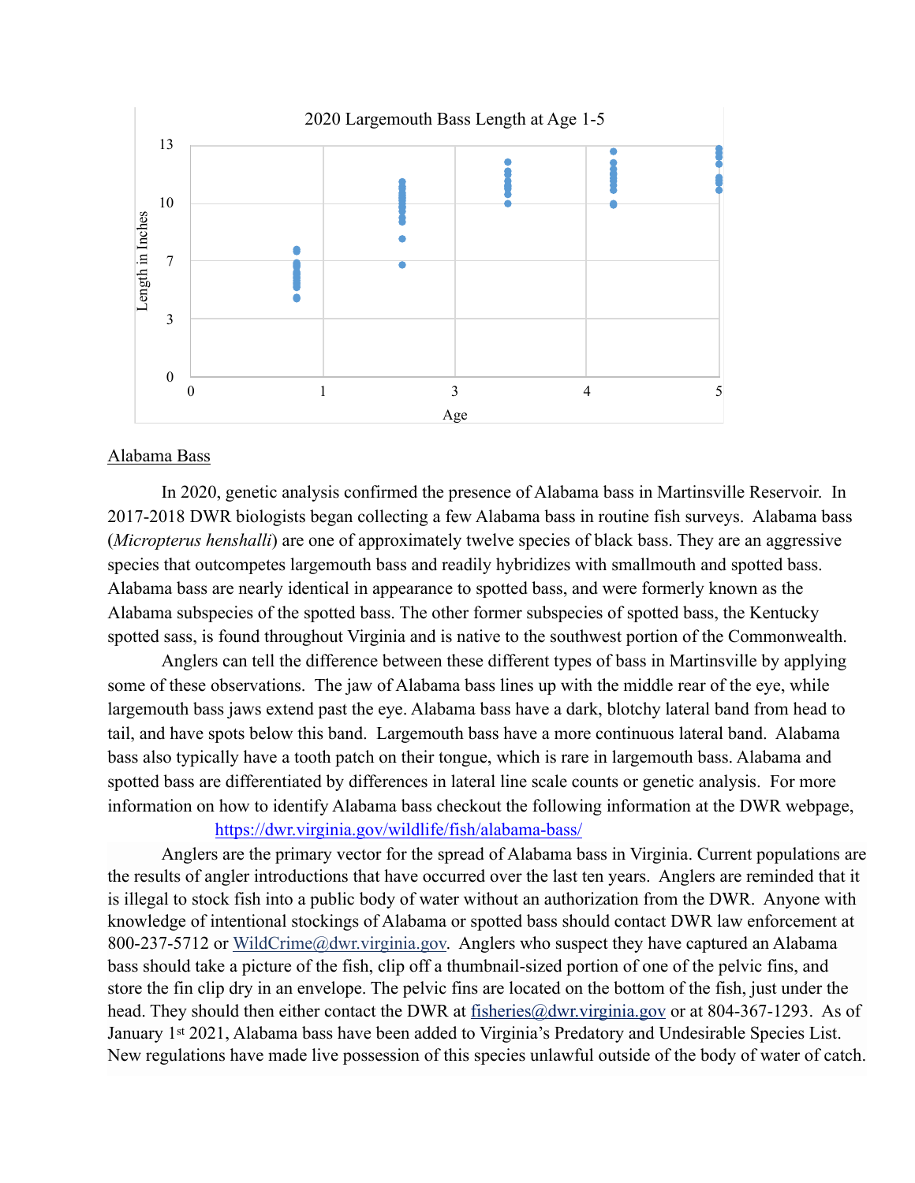2020 Largemouth Bass Length at Age 1-5

## Alabama Bass

In 2020, genetic analysis confirmed the presence of Alabama bass in Martinsville Reservoir. In 2017-2018 DWR biologists began collecting a few Alabama bass in routine fish surveys. Alabama bass (*Micropterus henshalli*) are one of approximately twelve species of black bass. They are an aggressive species that outcompetes largemouth bass and readily hybridizes with smallmouth and spotted bass. Alabama bass are nearly identical in appearance to spotted bass, and were formerly known as the Alabama subspecies of the spotted bass. The other former subspecies of spotted bass, the Kentucky spotted sass, is found throughout Virginia and is native to the southwest portion of the Commonwealth.

Anglers can tell the difference between these different types of bass in Martinsville by applying some of these observations. The jaw of Alabama bass lines up with the middle rear of the eye, while largemouth bass jaws extend past the eye. Alabama bass have a dark, blotchy lateral band from head to tail, and have spots below this band. Largemouth bass have a more continuous lateral band. Alabama bass also typically have a tooth patch on their tongue, which is rare in largemouth bass. Alabama and spotted bass are differentiated by differences in lateral line scale counts or genetic analysis. For more information on how to identify Alabama bass checkout the following information at the DWR webpage, https://dwr.virginia.gov/wildlife/fish/alabama-bass/

Anglers are the primary vector for the spread of Alabama bass in Virginia. Current populations are the results of angler introductions that have occurred over the last ten years. Anglers are reminded that it is illegal to stock fish into a public body of water without an authorization from the DWR. Anyone with knowledge of intentional stockings of Alabama or spotted bass should contact DWR law enforcement at 800-237-5712 or WildCrime@dwr.virginia.gov. Anglers who suspect they have captured an Alabama bass should take a picture of the fish, clip off a thumbnail-sized portion of one of the pelvic fins, and store the fin clip dry in an envelope. The pelvic fins are located on the bottom of the fish, just under the head. They should then either contact the DWR at fisheries@dwr.virginia.gov or at 804-367-1293. As of January 1st 2021, Alabama bass have been added to Virginia's Predatory and Undesirable Species List. New regulations have made live possession of this species unlawful outside of the body of water of catch.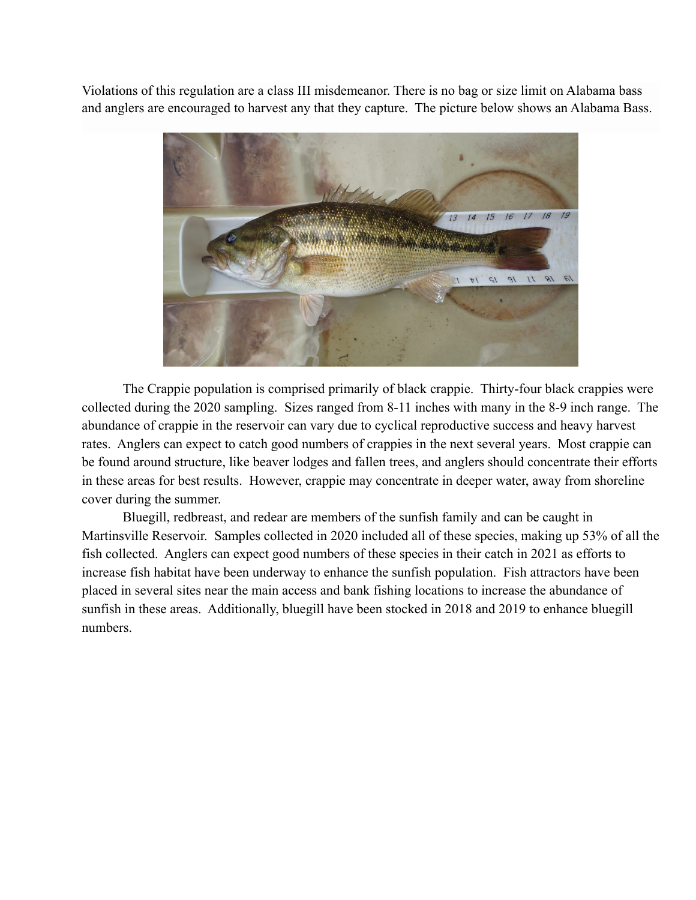Violations of this regulation are a class III misdemeanor. There is no bag or size limit on Alabama bass and anglers are encouraged to harvest any that they capture. The picture below shows an Alabama Bass.

The Crappie population is comprised primarily of black crappie. Thirty-four black crappies were collected during the 2020 sampling. Sizes ranged from 8-11 inches with many in the 8-9 inch range. The abundance of crappie in the reservoir can vary due to cyclical reproductive success and heavy harvest rates. Anglers can expect to catch good numbers of crappies in the next several years. Most crappie can be found around structure, like beaver lodges and fallen trees, and anglers should concentrate their efforts in these areas for best results. However, crappie may concentrate in deeper water, away from shoreline cover during the summer.

Bluegill, redbreast, and redear are members of the sunfish family and can be caught in Martinsville Reservoir. Samples collected in 2020 included all of these species, making up 53% of all the fish collected. Anglers can expect good numbers of these species in their catch in 2021 as efforts to increase fish habitat have been underway to enhance the sunfish population. Fish attractors have been placed in several sites near the main access and bank fishing locations to increase the abundance of sunfish in these areas. Additionally, bluegill have been stocked in 2018 and 2019 to enhance bluegill numbers.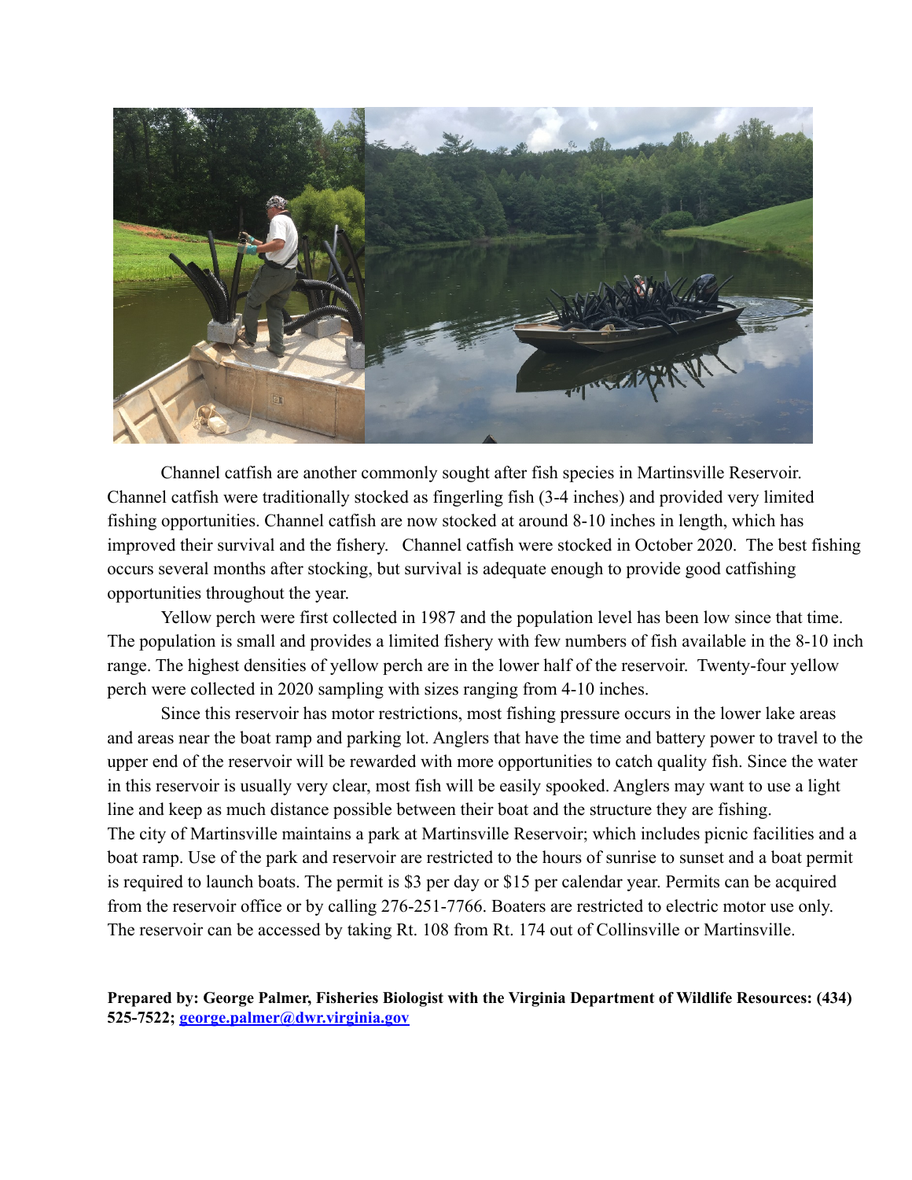Channel catfish are another commonly sought after fish species in Martinsville Reservoir. Channel catfish were traditionally stocked as fingerling fish (3-4 inches) and provided very limited fishing opportunities. Channel catfish are now stocked at around 8-10 inches in length, which has improved their survival and the fishery. Channel catfish were stocked in October 2020. The best fishing occurs several months after stocking, but survival is adequate enough to provide good catfishing opportunities throughout the year.

Yellow perch were first collected in 1987 and the population level has been low since that time. The population is small and provides a limited fishery with few numbers of fish available in the 8-10 inch range. The highest densities of yellow perch are in the lower half of the reservoir. Twenty-four yellow perch were collected in 2020 sampling with sizes ranging from 4-10 inches.

Since this reservoir has motor restrictions, most fishing pressure occurs in the lower lake areas and areas near the boat ramp and parking lot. Anglers that have the time and battery power to travel to the upper end of the reservoir will be rewarded with more opportunities to catch quality fish. Since the water in this reservoir is usually very clear, most fish will be easily spooked. Anglers may want to use a light line and keep as much distance possible between their boat and the structure they are fishing.

The city of Martinsville maintains a park at Martinsville Reservoir; which includes picnic facilities and a boat ramp. Use of the park and reservoir are restricted to the hours of sunrise to sunset and a boat permit is required to launch boats. The permit is $3 per day or $15 per calendar year. Permits can be acquired from the reservoir office or by calling 276-251-7766. Boaters are restricted to electric motor use only. The reservoir can be accessed by taking Rt. 108 from Rt. 174 out of Collinsville or Martinsville.

**Prepared by: George Palmer, Fisheries Biologist with the Virginia Department of Wildlife Resources: (434) 525-7522; [george.palmer@dwr.virginia.gov](mailto:george.palmer@dwr.virginia.gov)**